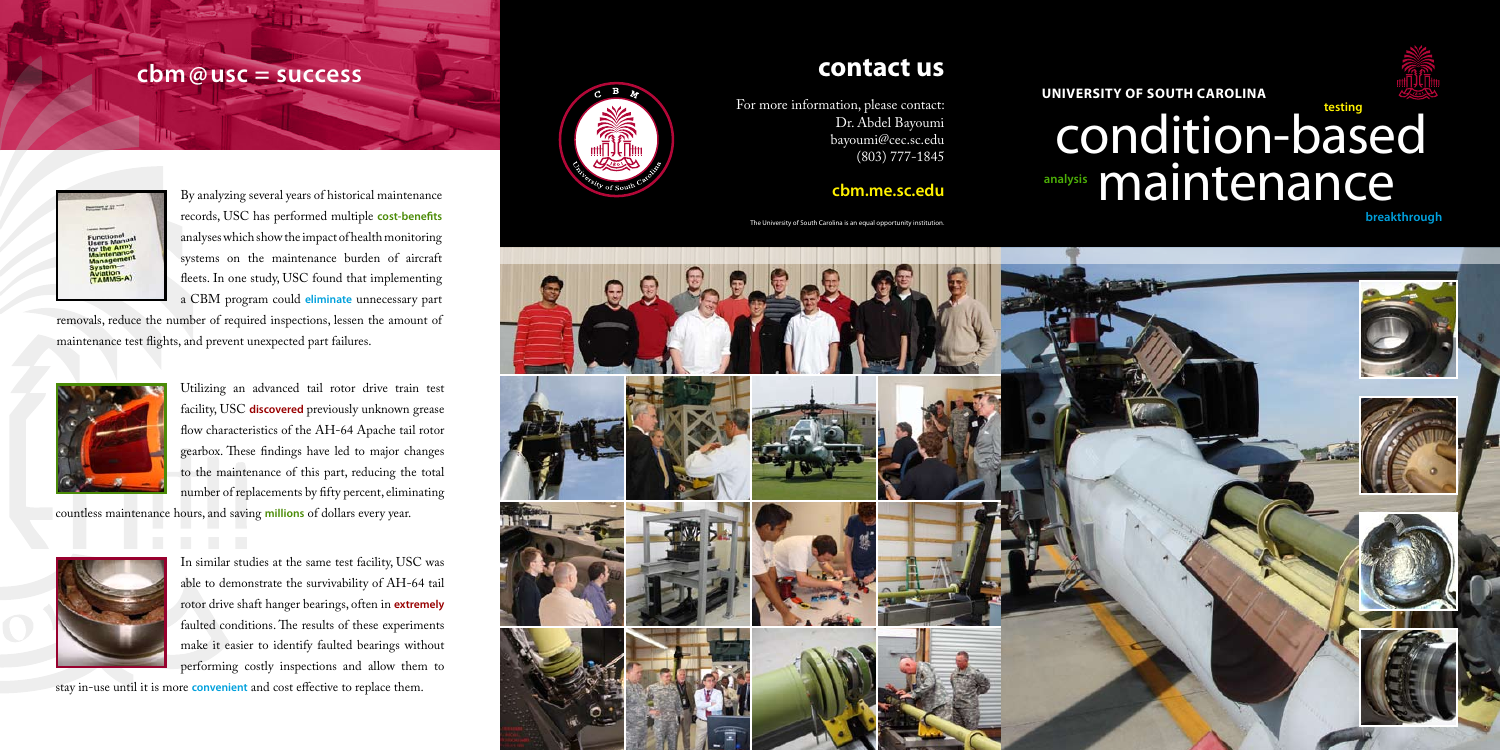# cbm@usc = success

By analyzing several years of historical maintenance records, USC has performed multiple **cost-benefits** analyses which show the impact of health monitoring systems on the maintenance burden of aircraft fleets. In one study, USC found that implementing a CBM program could **eliminate** unnecessary part removals, reduce the number of required inspections, lessen the amount of maintenance test flights, and prevent unexpected part failures.

Utilizing an advanced tail rotor drive train test facility, USC **discovered** previously unknown grease flow characteristics of the AH-64 Apache tail rotor gearbox. These findings have led to major changes to the maintenance of this part, reducing the total number of replacements by fifty percent, eliminating countless maintenance hours, and saving **millions** of dollars every year.

In similar studies at the same test facility, USC was able to demonstrate the survivability of AH-64 tail rotor drive shaft hanger bearings, often in **extremely** faulted conditions. The results of these experiments make it easier to identify faulted bearings without performing costly inspections and allow them to stay in-use until it is more **convenient** and cost effective to replace them.

## contact us

For more information, please contact:
Dr. Abdel Bayoumi
bayoumi@cec.sc.edu
(803) 777-1845

**cbm.me.sc.edu**

The University of South Carolina is an equal opportunity institution.

**UNIVERSITY OF SOUTH CAROLINA**

# condition-based maintenance

testing · analysis · breakthrough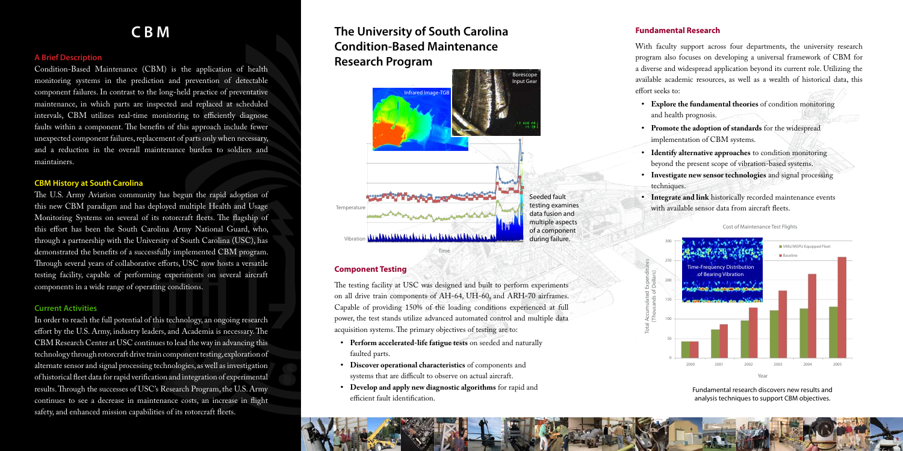# C B M

### A Brief Description

Condition-Based Maintenance (CBM) is the application of health monitoring systems in the prediction and prevention of detectable component failures. In contrast to the long-held practice of preventative maintenance, in which parts are inspected and replaced at scheduled intervals, CBM utilizes real-time monitoring to efficiently diagnose faults within a component. The benefits of this approach include fewer unexpected component failures, replacement of parts only when necessary, and a reduction in the overall maintenance burden to soldiers and maintainers.

### CBM History at South Carolina

The U.S. Army Aviation community has begun the rapid adoption of this new CBM paradigm and has deployed multiple Health and Usage Monitoring Systems on several of its rotorcraft fleets. The flagship of this effort has been the South Carolina Army National Guard, who, through a partnership with the University of South Carolina (USC), has demonstrated the benefits of a successfully implemented CBM program. Through several years of collaborative efforts, USC now hosts a versatile testing facility, capable of performing experiments on several aircraft components in a wide range of operating conditions.

### Current Activities

In order to reach the full potential of this technology, an ongoing research effort by the U.S. Army, industry leaders, and Academia is necessary. The CBM Research Center at USC continues to lead the way in advancing this technology through rotorcraft drive train component testing, exploration of alternate sensor and signal processing technologies, as well as investigation of historical fleet data for rapid verification and integration of experimental results. Through the successes of USC's Research Program, the U.S. Army continues to see a decrease in maintenance costs, an increase in flight safety, and enhanced mission capabilities of its rotorcraft fleets.

## The University of South Carolina Condition-Based Maintenance Research Program

Infrared Image-TGB

Borescope Input Gear

Temperature

Vibration

Time

Seeded fault testing examines data fusion and multiple aspects of a component during failure.

### Component Testing

The testing facility at USC was designed and built to perform experiments on all drive train components of AH-64, UH-60, and ARH-70 airframes. Capable of providing 150% of the loading conditions experienced at full power, the test stands utilize advanced automated control and multiple data acquisition systems. The primary objectives of testing are to:

- **Perform accelerated-life fatigue tests** on seeded and naturally faulted parts.
- **Discover operational characteristics** of components and systems that are difficult to observe on actual aircraft.
- **Develop and apply new diagnostic algorithms** for rapid and efficient fault identification.

### Fundamental Research

With faculty support across four departments, the university research program also focuses on developing a universal framework of CBM for a diverse and widespread application beyond its current role. Utilizing the available academic resources, as well as a wealth of historical data, this effort seeks to:

- **Explore the fundamental theories** of condition monitoring and health prognosis.
- **Promote the adoption of standards** for the widespread implementation of CBM systems.
- **Identify alternative approaches** to condition monitoring beyond the present scope of vibration-based systems.
- **Investigate new sensor technologies** and signal processing techniques.
- **Integrate and link** historically recorded maintenance events with available sensor data from aircraft fleets.

Cost of Maintenance Test Flights

Time-Frequency Distribution of Bearing Vibration

VMU/MSPU Equipped Fleet

Baseline

Total Accumulated Expenditures (Thousands of Dollars)

300
250
200
150
100
50
0

2000 2001 2002 2003 2004 2005

Year

Fundamental research discovers new results and analysis techniques to support CBM objectives.